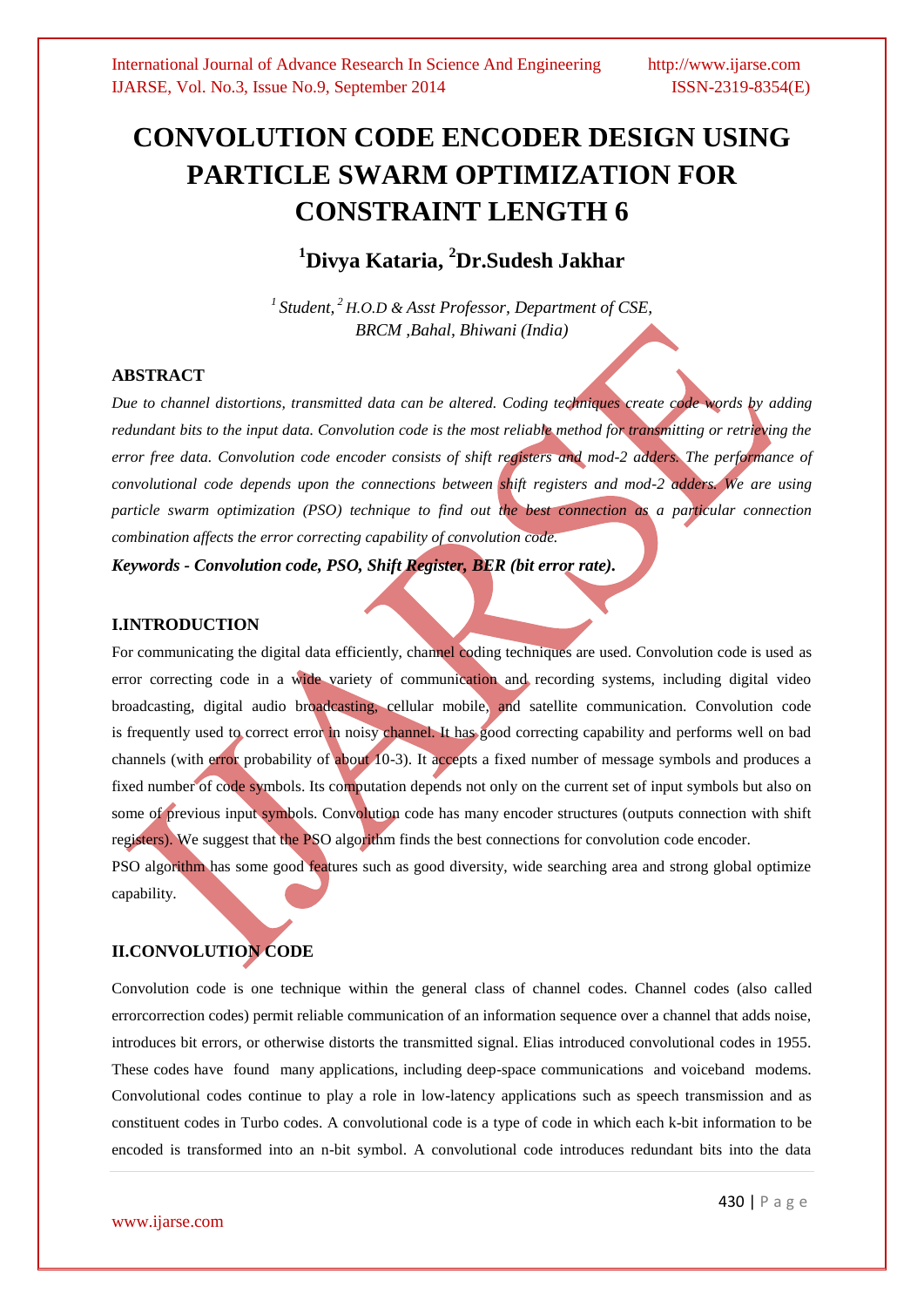# CONVOLUTION CODE ENCODER DESIGN USING PARTICLE SWARM OPTIMIZATION FOR CONSTRAINT LENGTH 6

## [1]Divya Kataria, [2]Dr.Sudesh Jakhar

*[1] Student, [2] H.O.D & Asst Professor, Department of CSE, BRCM ,Bahal, Bhiwani (India)*

### ABSTRACT

*Due to channel distortions, transmitted data can be altered. Coding techniques create code words by adding redundant bits to the input data. Convolution code is the most reliable method for transmitting or retrieving the error free data. Convolution code encoder consists of shift registers and mod-2 adders. The performance of convolutional code depends upon the connections between shift registers and mod-2 adders. We are using particle swarm optimization (PSO) technique to find out the best connection as a particular connection combination affects the error correcting capability of convolution code.*

***Keywords - Convolution code, PSO, Shift Register, BER (bit error rate).***

### I.INTRODUCTION

For communicating the digital data efficiently, channel coding techniques are used. Convolution code is used as error correcting code in a wide variety of communication and recording systems, including digital video broadcasting, digital audio broadcasting, cellular mobile, and satellite communication. Convolution code is frequently used to correct error in noisy channel. It has good correcting capability and performs well on bad channels (with error probability of about 10-3). It accepts a fixed number of message symbols and produces a fixed number of code symbols. Its computation depends not only on the current set of input symbols but also on some of previous input symbols. Convolution code has many encoder structures (outputs connection with shift registers). We suggest that the PSO algorithm finds the best connections for convolution code encoder.

PSO algorithm has some good features such as good diversity, wide searching area and strong global optimize capability.

### II.CONVOLUTION CODE

Convolution code is one technique within the general class of channel codes. Channel codes (also called errorcorrection codes) permit reliable communication of an information sequence over a channel that adds noise, introduces bit errors, or otherwise distorts the transmitted signal. Elias introduced convolutional codes in 1955. These codes have found many applications, including deep-space communications and voiceband modems. Convolutional codes continue to play a role in low-latency applications such as speech transmission and as constituent codes in Turbo codes. A convolutional code is a type of code in which each k-bit information to be encoded is transformed into an n-bit symbol. A convolutional code introduces redundant bits into the data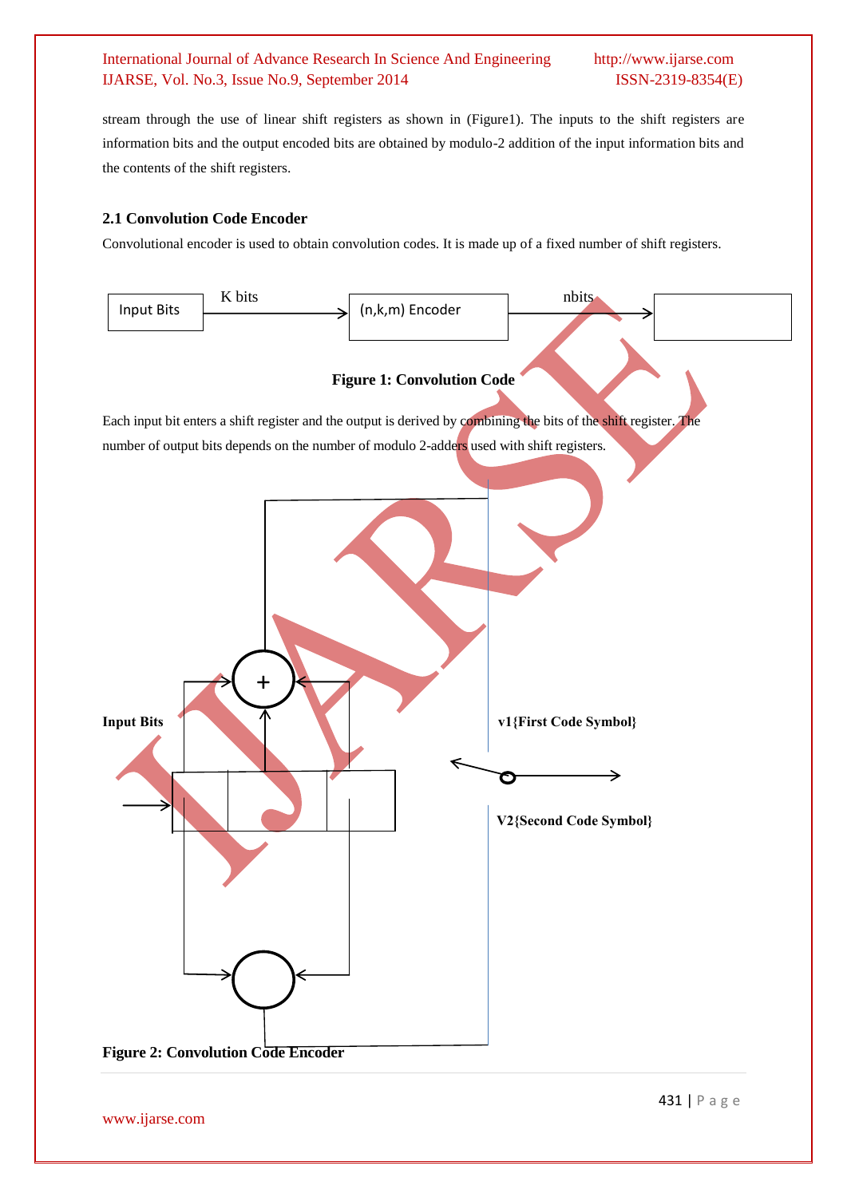stream through the use of linear shift registers as shown in (Figure1). The inputs to the shift registers are information bits and the output encoded bits are obtained by modulo-2 addition of the input information bits and the contents of the shift registers.

### 2.1 Convolution Code Encoder

Convolutional encoder is used to obtain convolution codes. It is made up of a fixed number of shift registers.

Input Bits → K bits → (n,k,m) Encoder → nbits →

**Figure 1: Convolution Code**

Each input bit enters a shift register and the output is derived by combining the bits of the shift register. The number of output bits depends on the number of modulo 2-adders used with shift registers.

**Input Bits**

**v1{First Code Symbol}**

**V2{Second Code Symbol}**

**Figure 2: Convolution Code Encoder**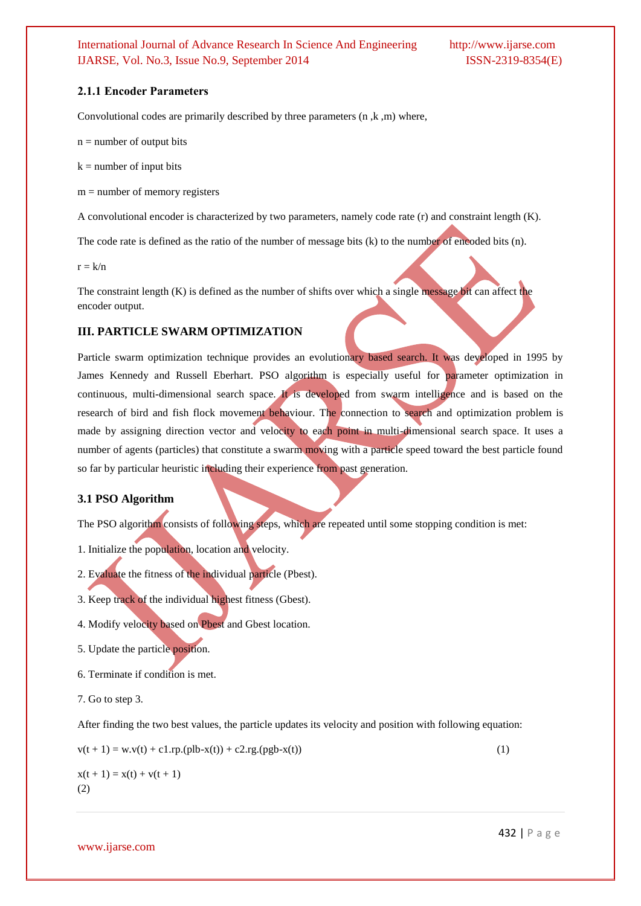### 2.1.1 Encoder Parameters

Convolutional codes are primarily described by three parameters (n ,k ,m) where,

n = number of output bits

k = number of input bits

m = number of memory registers

A convolutional encoder is characterized by two parameters, namely code rate (r) and constraint length (K).

The code rate is defined as the ratio of the number of message bits (k) to the number of encoded bits (n).

$r = k/n$

The constraint length (K) is defined as the number of shifts over which a single message bit can affect the encoder output.

## III. PARTICLE SWARM OPTIMIZATION

Particle swarm optimization technique provides an evolutionary based search. It was developed in 1995 by James Kennedy and Russell Eberhart. PSO algorithm is especially useful for parameter optimization in continuous, multi-dimensional search space. It is developed from swarm intelligence and is based on the research of bird and fish flock movement behaviour. The connection to search and optimization problem is made by assigning direction vector and velocity to each point in multi-dimensional search space. It uses a number of agents (particles) that constitute a swarm moving with a particle speed toward the best particle found so far by particular heuristic including their experience from past generation.

### 3.1 PSO Algorithm

The PSO algorithm consists of following steps, which are repeated until some stopping condition is met:

1. Initialize the population, location and velocity.
2. Evaluate the fitness of the individual particle (Pbest).
3. Keep track of the individual highest fitness (Gbest).
4. Modify velocity based on Pbest and Gbest location.
5. Update the particle position.
6. Terminate if condition is met.
7. Go to step 3.

After finding the two best values, the particle updates its velocity and position with following equation:

$$v(t + 1) = w.v(t) + c1.rp.(plb-x(t)) + c2.rg.(pgb-x(t)) \quad (1)$$

$$x(t + 1) = x(t) + v(t + 1) \quad (2)$$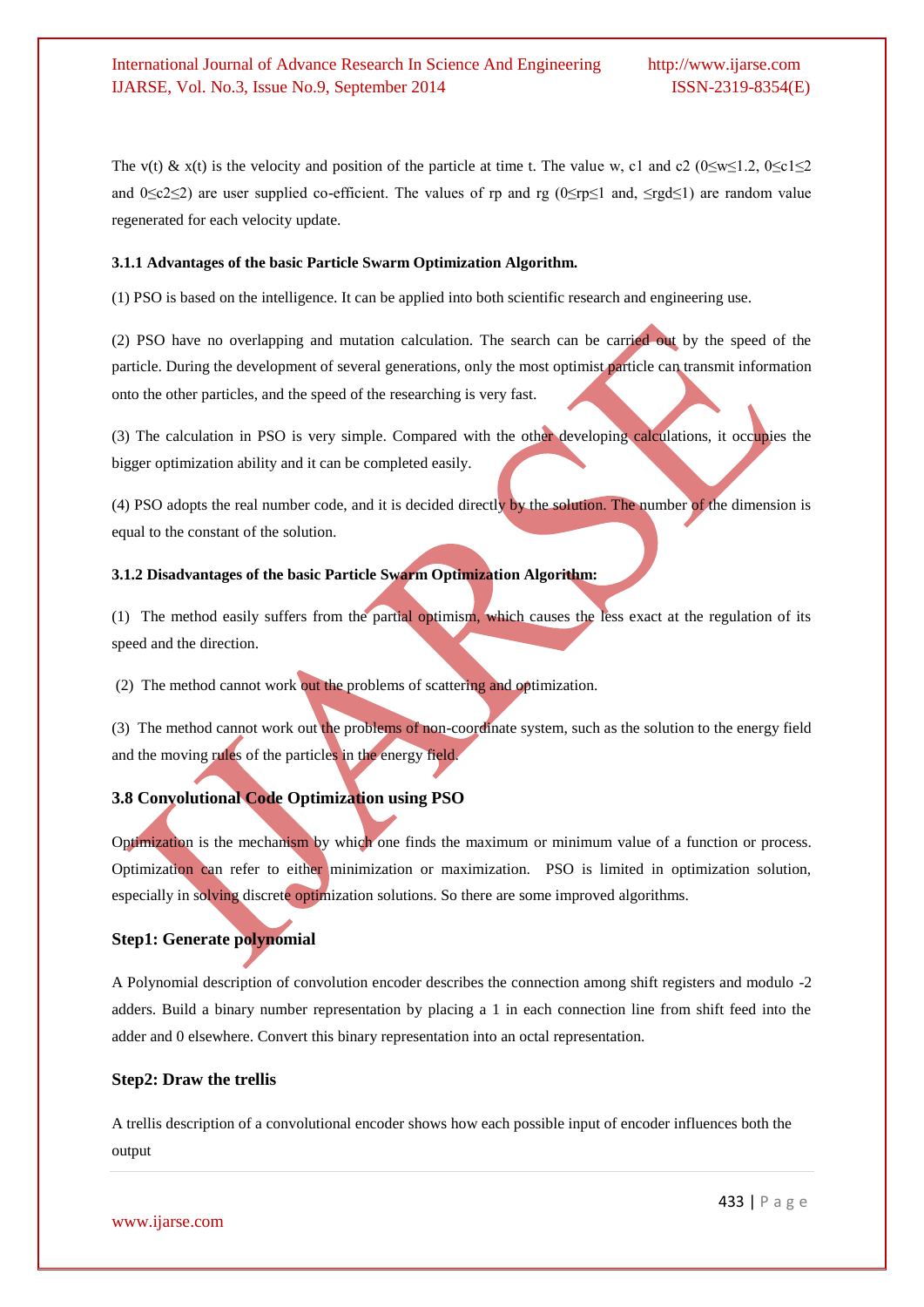The v(t) & x(t) is the velocity and position of the particle at time t. The value w, c1 and c2 ($0 \leq w \leq 1.2$, $0 \leq c1 \leq 2$ and $0 \leq c2 \leq 2$) are user supplied co-efficient. The values of rp and rg ($0 \leq rp \leq 1$ and, $\leq rgd \leq 1$) are random value regenerated for each velocity update.

#### 3.1.1 Advantages of the basic Particle Swarm Optimization Algorithm.

(1) PSO is based on the intelligence. It can be applied into both scientific research and engineering use.

(2) PSO have no overlapping and mutation calculation. The search can be carried out by the speed of the particle. During the development of several generations, only the most optimist particle can transmit information onto the other particles, and the speed of the researching is very fast.

(3) The calculation in PSO is very simple. Compared with the other developing calculations, it occupies the bigger optimization ability and it can be completed easily.

(4) PSO adopts the real number code, and it is decided directly by the solution. The number of the dimension is equal to the constant of the solution.

#### 3.1.2 Disadvantages of the basic Particle Swarm Optimization Algorithm:

(1) The method easily suffers from the partial optimism, which causes the less exact at the regulation of its speed and the direction.

(2) The method cannot work out the problems of scattering and optimization.

(3) The method cannot work out the problems of non-coordinate system, such as the solution to the energy field and the moving rules of the particles in the energy field.

### 3.8 Convolutional Code Optimization using PSO

Optimization is the mechanism by which one finds the maximum or minimum value of a function or process. Optimization can refer to either minimization or maximization. PSO is limited in optimization solution, especially in solving discrete optimization solutions. So there are some improved algorithms.

### Step1: Generate polynomial

A Polynomial description of convolution encoder describes the connection among shift registers and modulo -2 adders. Build a binary number representation by placing a 1 in each connection line from shift feed into the adder and 0 elsewhere. Convert this binary representation into an octal representation.

### Step2: Draw the trellis

A trellis description of a convolutional encoder shows how each possible input of encoder influences both the output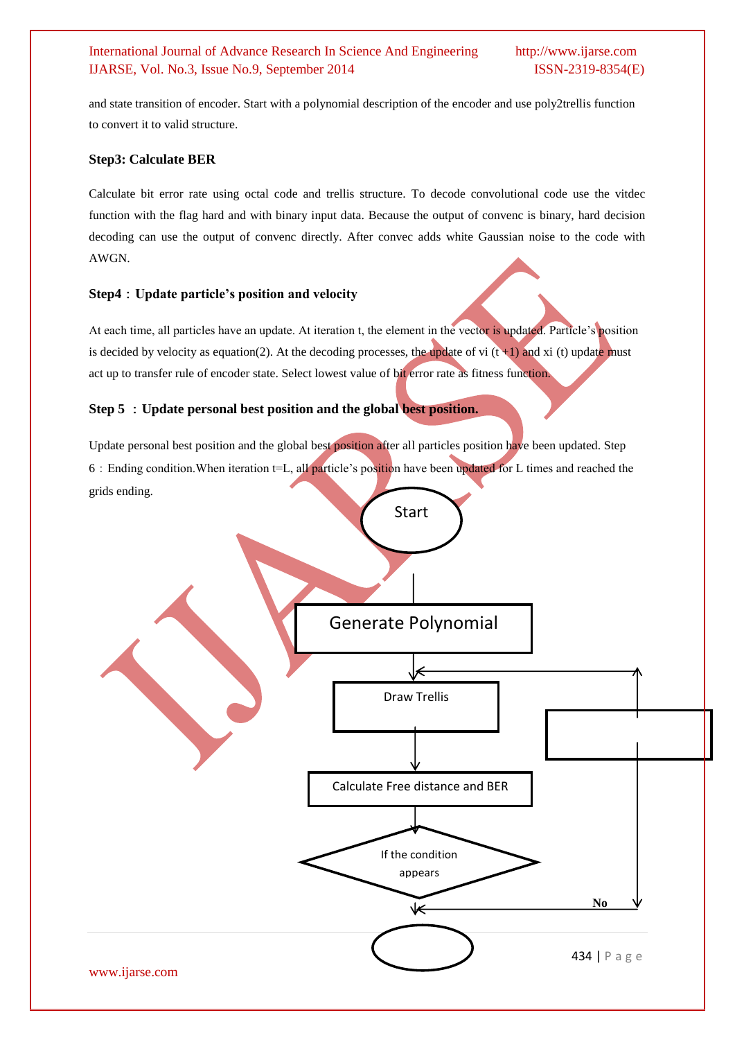and state transition of encoder. Start with a polynomial description of the encoder and use poly2trellis function to convert it to valid structure.

**Step3: Calculate BER**

Calculate bit error rate using octal code and trellis structure. To decode convolutional code use the vitdec function with the flag hard and with binary input data. Because the output of convenc is binary, hard decision decoding can use the output of convenc directly. After convec adds white Gaussian noise to the code with AWGN.

**Step4：Update particle's position and velocity**

At each time, all particles have an update. At iteration t, the element in the vector is updated. Particle's position is decided by velocity as equation(2). At the decoding processes, the update of vi (t +1) and xi (t) update must act up to transfer rule of encoder state. Select lowest value of bit error rate as fitness function.

**Step 5 ：Update personal best position and the global best position.**

Update personal best position and the global best position after all particles position have been updated. Step 6：Ending condition.When iteration t=L, all particle's position have been updated for L times and reached the grids ending.

Start

Generate Polynomial

Draw Trellis

Calculate Free distance and BER

If the condition appears

No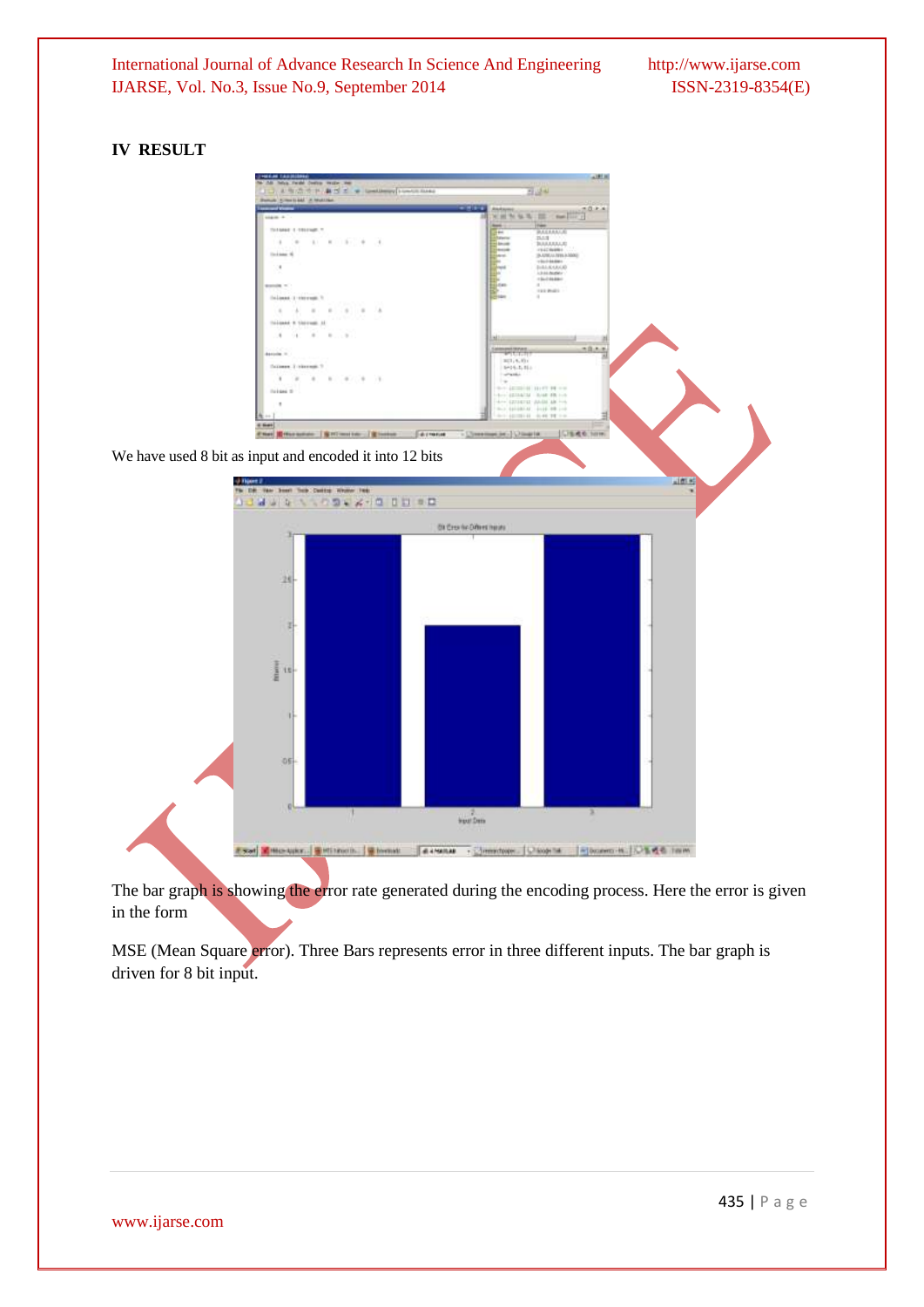## IV RESULT

We have used 8 bit as input and encoded it into 12 bits

The bar graph is showing the error rate generated during the encoding process. Here the error is given in the form

MSE (Mean Square error). Three Bars represents error in three different inputs. The bar graph is driven for 8 bit input.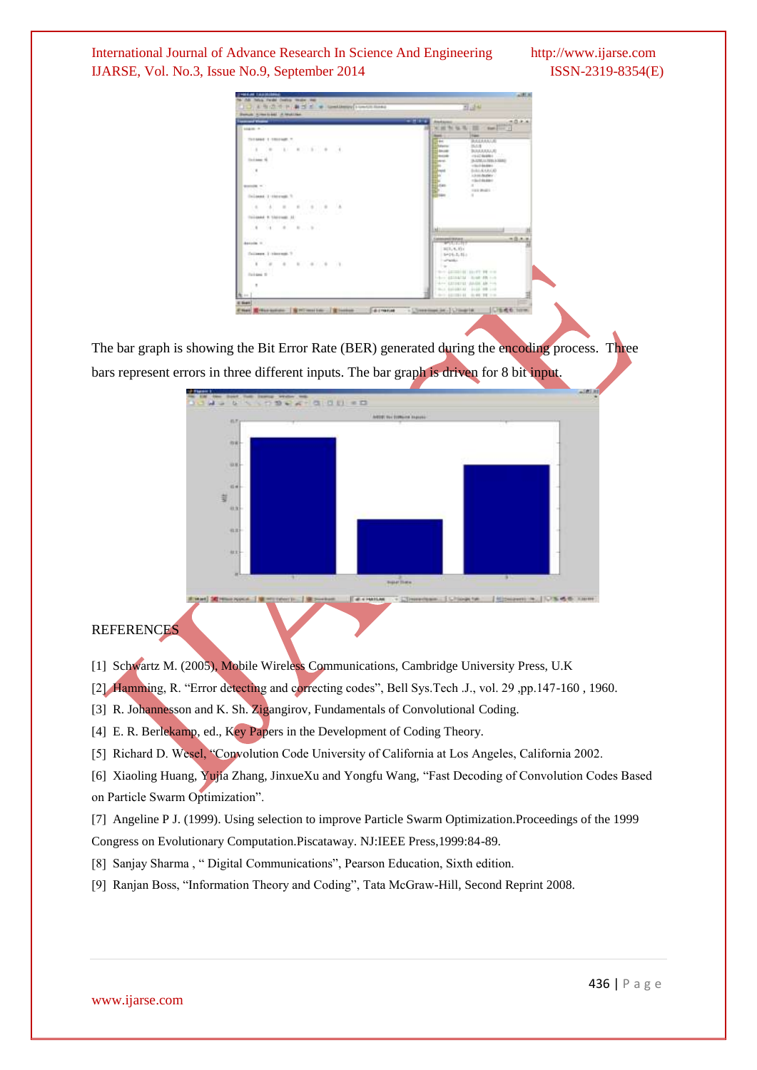The bar graph is showing the Bit Error Rate (BER) generated during the encoding process. Three bars represent errors in three different inputs. The bar graph is driven for 8 bit input.

## REFERENCES

[1] Schwartz M. (2005), Mobile Wireless Communications, Cambridge University Press, U.K

[2] Hamming, R. "Error detecting and correcting codes", Bell Sys.Tech .J., vol. 29 ,pp.147-160 , 1960.

[3] R. Johannesson and K. Sh. Zigangirov, Fundamentals of Convolutional Coding.

[4] E. R. Berlekamp, ed., Key Papers in the Development of Coding Theory.

[5] Richard D. Wesel, "Convolution Code University of California at Los Angeles, California 2002.

[6] Xiaoling Huang, Yujia Zhang, JinxueXu and Yongfu Wang, "Fast Decoding of Convolution Codes Based on Particle Swarm Optimization".

[7] Angeline P J. (1999). Using selection to improve Particle Swarm Optimization.Proceedings of the 1999 Congress on Evolutionary Computation.Piscataway. NJ:IEEE Press,1999:84-89.

[8] Sanjay Sharma , " Digital Communications", Pearson Education, Sixth edition.

[9] Ranjan Boss, "Information Theory and Coding", Tata McGraw-Hill, Second Reprint 2008.